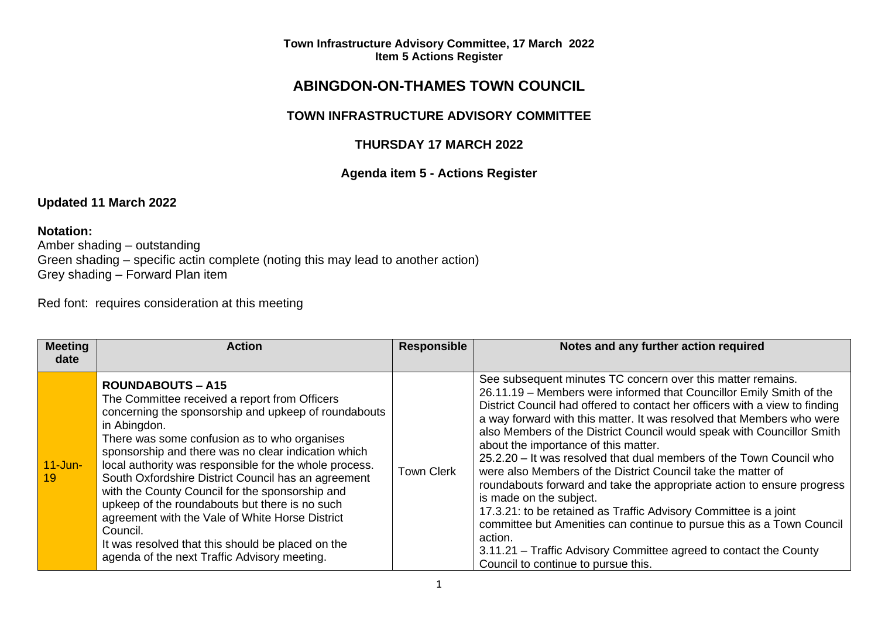**Town Infrastructure Advisory Committee, 17 March 2022**
**Item 5 Actions Register**

# ABINGDON-ON-THAMES TOWN COUNCIL

## TOWN INFRASTRUCTURE ADVISORY COMMITTEE

### THURSDAY 17 MARCH 2022

### Agenda item 5 - Actions Register

**Updated 11 March 2022**

**Notation:**
Amber shading – outstanding
Green shading – specific actin complete (noting this may lead to another action)
Grey shading – Forward Plan item

Red font: requires consideration at this meeting

| Meeting date | Action | Responsible | Notes and any further action required |
|---|---|---|---|
| 11-Jun-19 | **ROUNDABOUTS – A15**<br>The Committee received a report from Officers concerning the sponsorship and upkeep of roundabouts in Abingdon.<br>There was some confusion as to who organises sponsorship and there was no clear indication which local authority was responsible for the whole process. South Oxfordshire District Council has an agreement with the County Council for the sponsorship and upkeep of the roundabouts but there is no such agreement with the Vale of White Horse District Council.<br>It was resolved that this should be placed on the agenda of the next Traffic Advisory meeting. | Town Clerk | See subsequent minutes TC concern over this matter remains.<br>26.11.19 – Members were informed that Councillor Emily Smith of the District Council had offered to contact her officers with a view to finding a way forward with this matter. It was resolved that Members who were also Members of the District Council would speak with Councillor Smith about the importance of this matter.<br>25.2.20 – It was resolved that dual members of the Town Council who were also Members of the District Council take the matter of roundabouts forward and take the appropriate action to ensure progress is made on the subject.<br>17.3.21: to be retained as Traffic Advisory Committee is a joint committee but Amenities can continue to pursue this as a Town Council action.<br>3.11.21 – Traffic Advisory Committee agreed to contact the County Council to continue to pursue this. |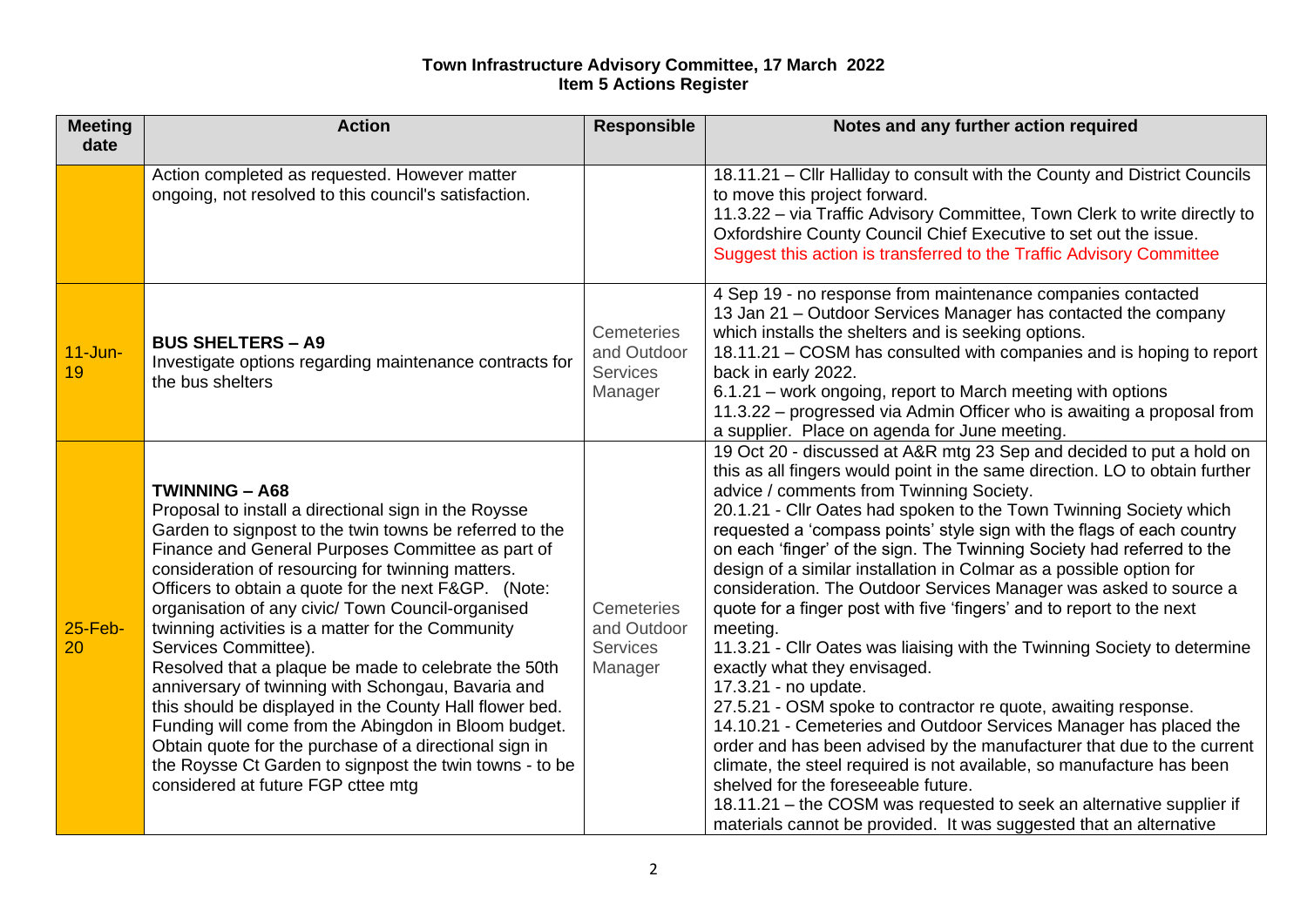**Town Infrastructure Advisory Committee, 17 March 2022**
**Item 5 Actions Register**

| Meeting date | Action | Responsible | Notes and any further action required |
|---|---|---|---|
| | Action completed as requested. However matter ongoing, not resolved to this council's satisfaction. | | 18.11.21 – Cllr Halliday to consult with the County and District Councils to move this project forward.<br>11.3.22 – via Traffic Advisory Committee, Town Clerk to write directly to Oxfordshire County Council Chief Executive to set out the issue.<br>Suggest this action is transferred to the Traffic Advisory Committee |
| 11-Jun-19 | **BUS SHELTERS – A9**<br>Investigate options regarding maintenance contracts for the bus shelters | Cemeteries and Outdoor Services Manager | 4 Sep 19 - no response from maintenance companies contacted<br>13 Jan 21 – Outdoor Services Manager has contacted the company which installs the shelters and is seeking options.<br>18.11.21 – COSM has consulted with companies and is hoping to report back in early 2022.<br>6.1.21 – work ongoing, report to March meeting with options<br>11.3.22 – progressed via Admin Officer who is awaiting a proposal from a supplier. Place on agenda for June meeting. |
| 25-Feb-20 | **TWINNING – A68**<br>Proposal to install a directional sign in the Roysse Garden to signpost to the twin towns be referred to the Finance and General Purposes Committee as part of consideration of resourcing for twinning matters. Officers to obtain a quote for the next F&GP. (Note: organisation of any civic/ Town Council-organised twinning activities is a matter for the Community Services Committee).<br>Resolved that a plaque be made to celebrate the 50th anniversary of twinning with Schongau, Bavaria and this should be displayed in the County Hall flower bed. Funding will come from the Abingdon in Bloom budget. Obtain quote for the purchase of a directional sign in the Roysse Ct Garden to signpost the twin towns - to be considered at future FGP cttee mtg | Cemeteries and Outdoor Services Manager | 19 Oct 20 - discussed at A&R mtg 23 Sep and decided to put a hold on this as all fingers would point in the same direction. LO to obtain further advice / comments from Twinning Society.<br>20.1.21 - Cllr Oates had spoken to the Town Twinning Society which requested a 'compass points' style sign with the flags of each country on each 'finger' of the sign. The Twinning Society had referred to the design of a similar installation in Colmar as a possible option for consideration. The Outdoor Services Manager was asked to source a quote for a finger post with five 'fingers' and to report to the next meeting.<br>11.3.21 - Cllr Oates was liaising with the Twinning Society to determine exactly what they envisaged.<br>17.3.21 - no update.<br>27.5.21 - OSM spoke to contractor re quote, awaiting response.<br>14.10.21 - Cemeteries and Outdoor Services Manager has placed the order and has been advised by the manufacturer that due to the current climate, the steel required is not available, so manufacture has been shelved for the foreseeable future.<br>18.11.21 – the COSM was requested to seek an alternative supplier if materials cannot be provided. It was suggested that an alternative |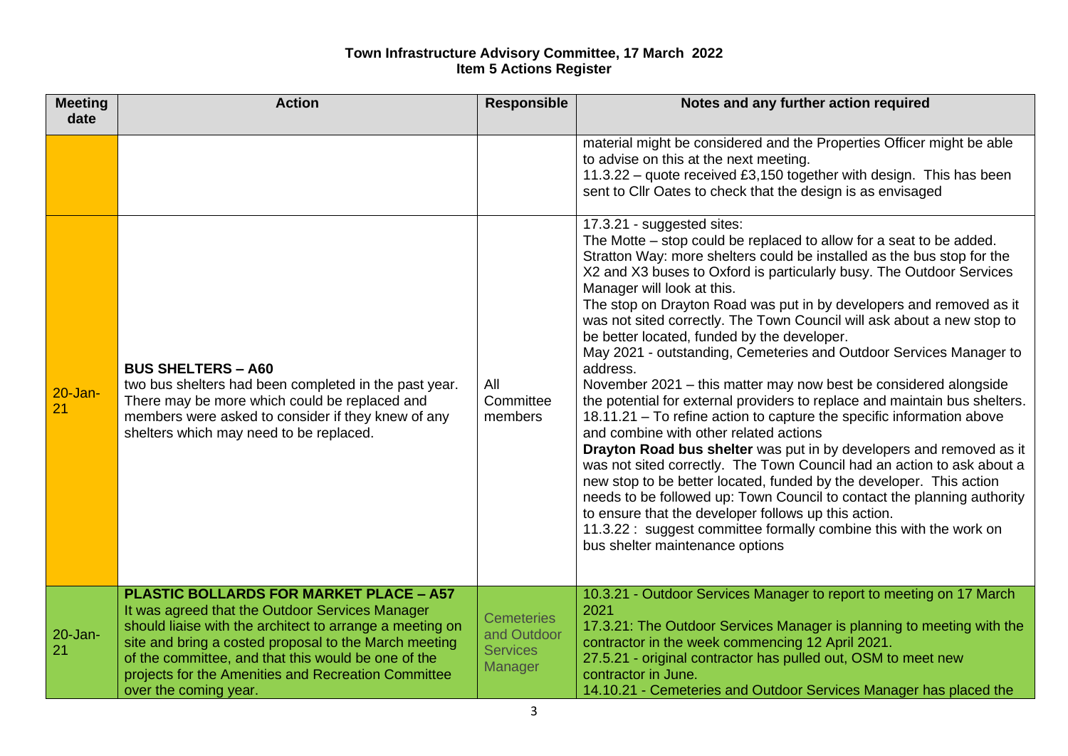**Town Infrastructure Advisory Committee, 17 March 2022**
**Item 5 Actions Register**

| Meeting date | Action | Responsible | Notes and any further action required |
|---|---|---|---|
| | | | material might be considered and the Properties Officer might be able to advise on this at the next meeting.<br>11.3.22 – quote received £3,150 together with design. This has been sent to Cllr Oates to check that the design is as envisaged |
| 20-Jan-21 | **BUS SHELTERS – A60**<br>two bus shelters had been completed in the past year. There may be more which could be replaced and members were asked to consider if they knew of any shelters which may need to be replaced. | All Committee members | 17.3.21 - suggested sites:<br>The Motte – stop could be replaced to allow for a seat to be added.<br>Stratton Way: more shelters could be installed as the bus stop for the X2 and X3 buses to Oxford is particularly busy. The Outdoor Services Manager will look at this.<br>The stop on Drayton Road was put in by developers and removed as it was not sited correctly. The Town Council will ask about a new stop to be better located, funded by the developer.<br>May 2021 - outstanding, Cemeteries and Outdoor Services Manager to address.<br>November 2021 – this matter may now best be considered alongside the potential for external providers to replace and maintain bus shelters.<br>18.11.21 – To refine action to capture the specific information above and combine with other related actions<br>**Drayton Road bus shelter** was put in by developers and removed as it was not sited correctly. The Town Council had an action to ask about a new stop to be better located, funded by the developer. This action needs to be followed up: Town Council to contact the planning authority to ensure that the developer follows up this action.<br>11.3.22 : suggest committee formally combine this with the work on bus shelter maintenance options |
| 20-Jan-21 | **PLASTIC BOLLARDS FOR MARKET PLACE – A57**<br>It was agreed that the Outdoor Services Manager should liaise with the architect to arrange a meeting on site and bring a costed proposal to the March meeting of the committee, and that this would be one of the projects for the Amenities and Recreation Committee over the coming year. | Cemeteries and Outdoor Services Manager | 10.3.21 - Outdoor Services Manager to report to meeting on 17 March 2021<br>17.3.21: The Outdoor Services Manager is planning to meeting with the contractor in the week commencing 12 April 2021.<br>27.5.21 - original contractor has pulled out, OSM to meet new contractor in June.<br>14.10.21 - Cemeteries and Outdoor Services Manager has placed the |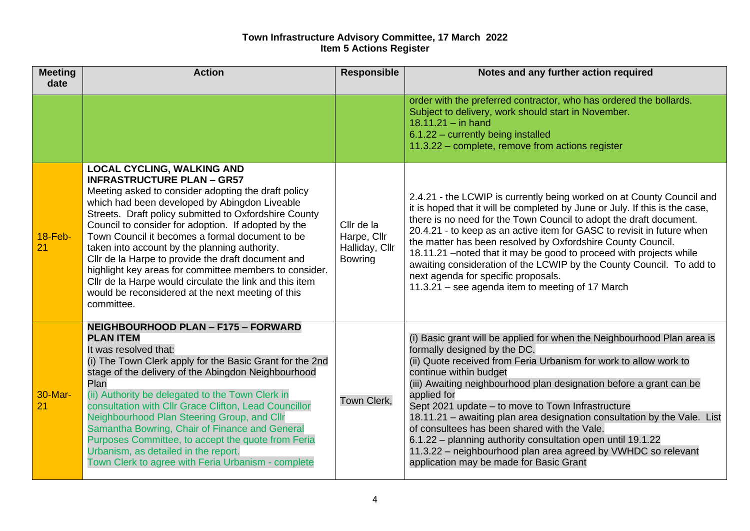**Town Infrastructure Advisory Committee, 17 March 2022**
**Item 5 Actions Register**

| Meeting date | Action | Responsible | Notes and any further action required |
|---|---|---|---|
| | | | order with the preferred contractor, who has ordered the bollards. Subject to delivery, work should start in November.<br>18.11.21 – in hand<br>6.1.22 – currently being installed<br>11.3.22 – complete, remove from actions register |
| 18-Feb-21 | **LOCAL CYCLING, WALKING AND INFRASTRUCTURE PLAN – GR57**<br>Meeting asked to consider adopting the draft policy which had been developed by Abingdon Liveable Streets. Draft policy submitted to Oxfordshire County Council to consider for adoption. If adopted by the Town Council it becomes a formal document to be taken into account by the planning authority.<br>Cllr de la Harpe to provide the draft document and highlight key areas for committee members to consider. Cllr de la Harpe would circulate the link and this item would be reconsidered at the next meeting of this committee. | Cllr de la Harpe, Cllr Halliday, Cllr Bowring | 2.4.21 - the LCWIP is currently being worked on at County Council and it is hoped that it will be completed by June or July. If this is the case, there is no need for the Town Council to adopt the draft document.<br>20.4.21 - to keep as an active item for GASC to revisit in future when the matter has been resolved by Oxfordshire County Council.<br>18.11.21 –noted that it may be good to proceed with projects while awaiting consideration of the LCWIP by the County Council. To add to next agenda for specific proposals.<br>11.3.21 – see agenda item to meeting of 17 March |
| 30-Mar-21 | **NEIGHBOURHOOD PLAN – F175 – FORWARD PLAN ITEM**<br>It was resolved that:<br>(i) The Town Clerk apply for the Basic Grant for the 2nd stage of the delivery of the Abingdon Neighbourhood Plan<br>(ii) Authority be delegated to the Town Clerk in consultation with Cllr Grace Clifton, Lead Councillor Neighbourhood Plan Steering Group, and Cllr Samantha Bowring, Chair of Finance and General Purposes Committee, to accept the quote from Feria Urbanism, as detailed in the report.<br>Town Clerk to agree with Feria Urbanism - complete | Town Clerk, | (i) Basic grant will be applied for when the Neighbourhood Plan area is formally designed by the DC.<br>(ii) Quote received from Feria Urbanism for work to allow work to continue within budget<br>(iii) Awaiting neighbourhood plan designation before a grant can be applied for<br>Sept 2021 update – to move to Town Infrastructure<br>18.11.21 – awaiting plan area designation consultation by the Vale. List of consultees has been shared with the Vale.<br>6.1.22 – planning authority consultation open until 19.1.22<br>11.3.22 – neighbourhood plan area agreed by VWHDC so relevant application may be made for Basic Grant |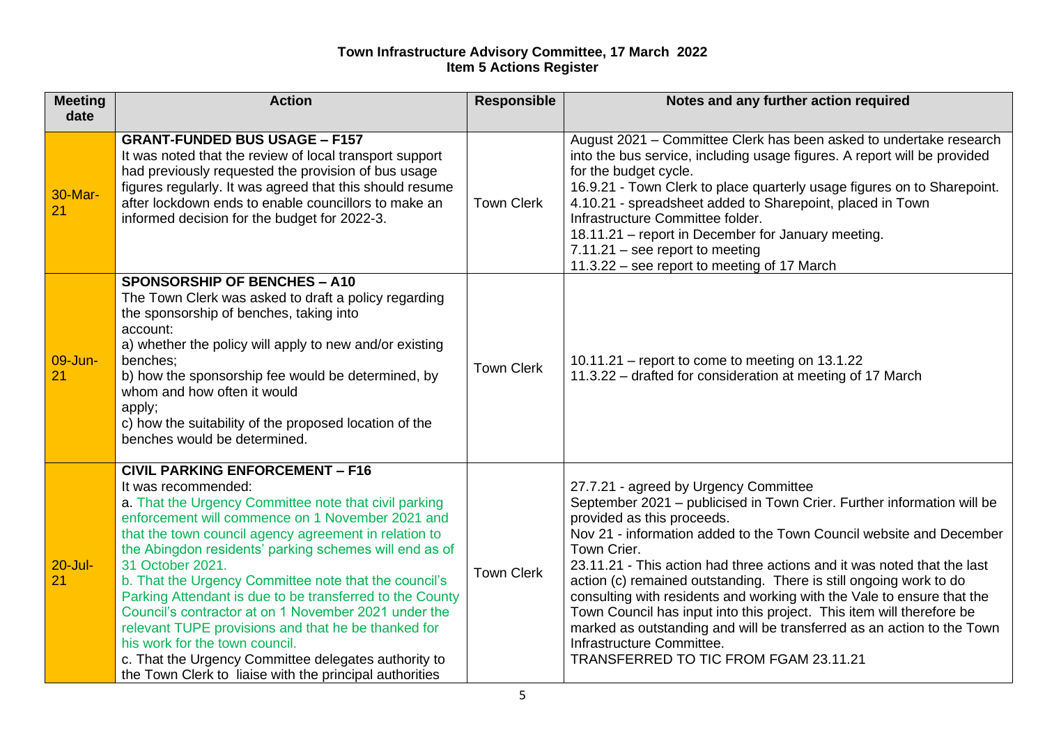**Town Infrastructure Advisory Committee, 17 March 2022**
**Item 5 Actions Register**

| Meeting date | Action | Responsible | Notes and any further action required |
|---|---|---|---|
| 30-Mar-21 | **GRANT-FUNDED BUS USAGE – F157**<br>It was noted that the review of local transport support had previously requested the provision of bus usage figures regularly. It was agreed that this should resume after lockdown ends to enable councillors to make an informed decision for the budget for 2022-3. | Town Clerk | August 2021 – Committee Clerk has been asked to undertake research into the bus service, including usage figures. A report will be provided for the budget cycle.<br>16.9.21 - Town Clerk to place quarterly usage figures on to Sharepoint.<br>4.10.21 - spreadsheet added to Sharepoint, placed in Town Infrastructure Committee folder.<br>18.11.21 – report in December for January meeting.<br>7.11.21 – see report to meeting<br>11.3.22 – see report to meeting of 17 March |
| 09-Jun-21 | **SPONSORSHIP OF BENCHES – A10**<br>The Town Clerk was asked to draft a policy regarding the sponsorship of benches, taking into account:<br>a) whether the policy will apply to new and/or existing benches;<br>b) how the sponsorship fee would be determined, by whom and how often it would apply;<br>c) how the suitability of the proposed location of the benches would be determined. | Town Clerk | 10.11.21 – report to come to meeting on 13.1.22<br>11.3.22 – drafted for consideration at meeting of 17 March |
| 20-Jul-21 | **CIVIL PARKING ENFORCEMENT – F16**<br>It was recommended:<br>a. That the Urgency Committee note that civil parking enforcement will commence on 1 November 2021 and that the town council agency agreement in relation to the Abingdon residents' parking schemes will end as of 31 October 2021.<br>b. That the Urgency Committee note that the council's Parking Attendant is due to be transferred to the County Council's contractor at on 1 November 2021 under the relevant TUPE provisions and that he be thanked for his work for the town council.<br>c. That the Urgency Committee delegates authority to the Town Clerk to liaise with the principal authorities | Town Clerk | 27.7.21 - agreed by Urgency Committee<br>September 2021 – publicised in Town Crier. Further information will be provided as this proceeds.<br>Nov 21 - information added to the Town Council website and December Town Crier.<br>23.11.21 - This action had three actions and it was noted that the last action (c) remained outstanding. There is still ongoing work to do consulting with residents and working with the Vale to ensure that the Town Council has input into this project. This item will therefore be marked as outstanding and will be transferred as an action to the Town Infrastructure Committee.<br>TRANSFERRED TO TIC FROM FGAM 23.11.21 |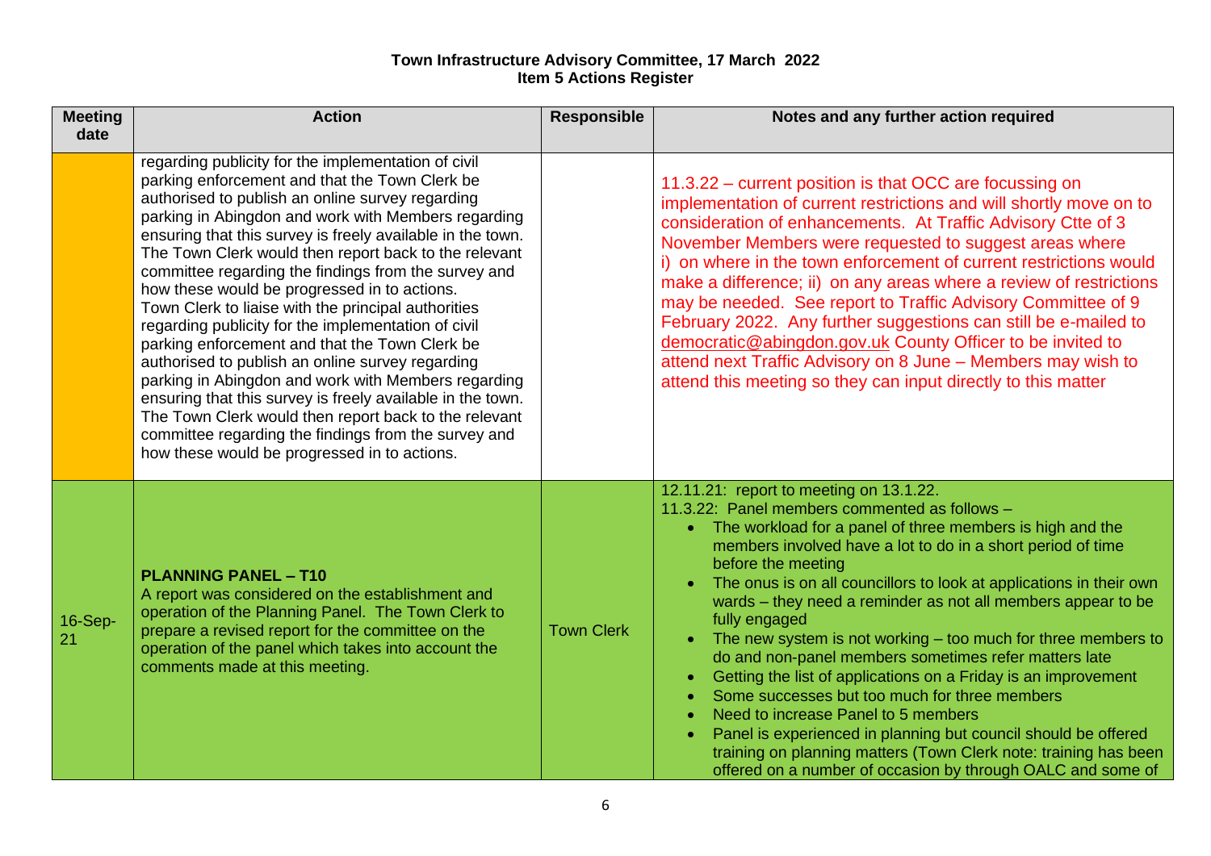**Town Infrastructure Advisory Committee, 17 March 2022**
**Item 5 Actions Register**

| Meeting date | Action | Responsible | Notes and any further action required |
|---|---|---|---|
| | regarding publicity for the implementation of civil parking enforcement and that the Town Clerk be authorised to publish an online survey regarding parking in Abingdon and work with Members regarding ensuring that this survey is freely available in the town. The Town Clerk would then report back to the relevant committee regarding the findings from the survey and how these would be progressed in to actions. Town Clerk to liaise with the principal authorities regarding publicity for the implementation of civil parking enforcement and that the Town Clerk be authorised to publish an online survey regarding parking in Abingdon and work with Members regarding ensuring that this survey is freely available in the town. The Town Clerk would then report back to the relevant committee regarding the findings from the survey and how these would be progressed in to actions. | | 11.3.22 – current position is that OCC are focussing on implementation of current restrictions and will shortly move on to consideration of enhancements. At Traffic Advisory Ctte of 3 November Members were requested to suggest areas where i) on where in the town enforcement of current restrictions would make a difference; ii) on any areas where a review of restrictions may be needed. See report to Traffic Advisory Committee of 9 February 2022. Any further suggestions can still be e-mailed to democratic@abingdon.gov.uk County Officer to be invited to attend next Traffic Advisory on 8 June – Members may wish to attend this meeting so they can input directly to this matter |
| 16-Sep-21 | **PLANNING PANEL – T10** A report was considered on the establishment and operation of the Planning Panel. The Town Clerk to prepare a revised report for the committee on the operation of the panel which takes into account the comments made at this meeting. | Town Clerk | 12.11.21: report to meeting on 13.1.22. 11.3.22: Panel members commented as follows – <br>• The workload for a panel of three members is high and the members involved have a lot to do in a short period of time before the meeting <br>• The onus is on all councillors to look at applications in their own wards – they need a reminder as not all members appear to be fully engaged <br>• The new system is not working – too much for three members to do and non-panel members sometimes refer matters late <br>• Getting the list of applications on a Friday is an improvement <br>• Some successes but too much for three members <br>• Need to increase Panel to 5 members <br>• Panel is experienced in planning but council should be offered training on planning matters (Town Clerk note: training has been offered on a number of occasion by through OALC and some of |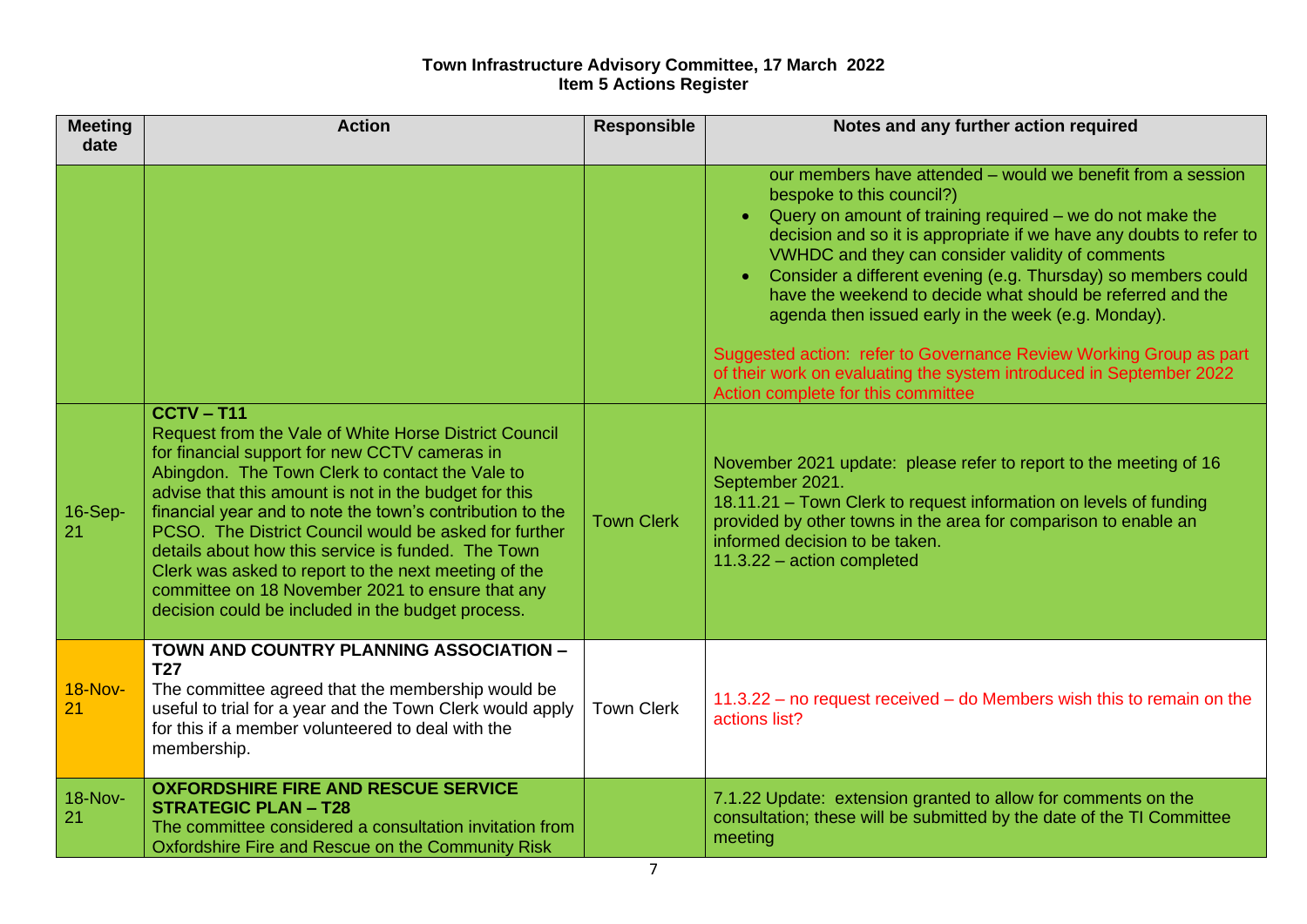**Town Infrastructure Advisory Committee, 17 March 2022**
**Item 5 Actions Register**

| Meeting date | Action | Responsible | Notes and any further action required |
|---|---|---|---|
| | | | our members have attended – would we benefit from a session bespoke to this council?)<br>• Query on amount of training required – we do not make the decision and so it is appropriate if we have any doubts to refer to VWHDC and they can consider validity of comments<br>• Consider a different evening (e.g. Thursday) so members could have the weekend to decide what should be referred and the agenda then issued early in the week (e.g. Monday).<br><br>Suggested action: refer to Governance Review Working Group as part of their work on evaluating the system introduced in September 2022<br>Action complete for this committee |
| 16-Sep-21 | **CCTV – T11**<br>Request from the Vale of White Horse District Council for financial support for new CCTV cameras in Abingdon. The Town Clerk to contact the Vale to advise that this amount is not in the budget for this financial year and to note the town's contribution to the PCSO. The District Council would be asked for further details about how this service is funded. The Town Clerk was asked to report to the next meeting of the committee on 18 November 2021 to ensure that any decision could be included in the budget process. | Town Clerk | November 2021 update: please refer to report to the meeting of 16 September 2021.<br>18.11.21 – Town Clerk to request information on levels of funding provided by other towns in the area for comparison to enable an informed decision to be taken.<br>11.3.22 – action completed |
| 18-Nov-21 | **TOWN AND COUNTRY PLANNING ASSOCIATION – T27**<br>The committee agreed that the membership would be useful to trial for a year and the Town Clerk would apply for this if a member volunteered to deal with the membership. | Town Clerk | 11.3.22 – no request received – do Members wish this to remain on the actions list? |
| 18-Nov-21 | **OXFORDSHIRE FIRE AND RESCUE SERVICE STRATEGIC PLAN – T28**<br>The committee considered a consultation invitation from Oxfordshire Fire and Rescue on the Community Risk | | 7.1.22 Update: extension granted to allow for comments on the consultation; these will be submitted by the date of the TI Committee meeting |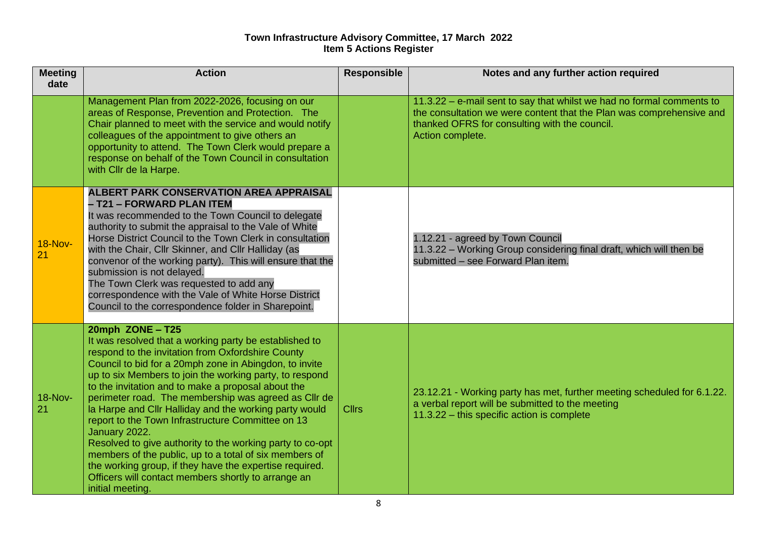**Town Infrastructure Advisory Committee, 17 March 2022**
**Item 5 Actions Register**

| Meeting date | Action | Responsible | Notes and any further action required |
|---|---|---|---|
| | Management Plan from 2022-2026, focusing on our areas of Response, Prevention and Protection. The Chair planned to meet with the service and would notify colleagues of the appointment to give others an opportunity to attend. The Town Clerk would prepare a response on behalf of the Town Council in consultation with Cllr de la Harpe. | | 11.3.22 – e-mail sent to say that whilst we had no formal comments to the consultation we were content that the Plan was comprehensive and thanked OFRS for consulting with the council.<br>Action complete. |
| 18-Nov-21 | **ALBERT PARK CONSERVATION AREA APPRAISAL – T21 – FORWARD PLAN ITEM**<br>It was recommended to the Town Council to delegate authority to submit the appraisal to the Vale of White Horse District Council to the Town Clerk in consultation with the Chair, Cllr Skinner, and Cllr Halliday (as convenor of the working party). This will ensure that the submission is not delayed.<br>The Town Clerk was requested to add any correspondence with the Vale of White Horse District Council to the correspondence folder in Sharepoint. | | 1.12.21 - agreed by Town Council<br>11.3.22 – Working Group considering final draft, which will then be submitted – see Forward Plan item. |
| 18-Nov-21 | **20mph ZONE – T25**<br>It was resolved that a working party be established to respond to the invitation from Oxfordshire County Council to bid for a 20mph zone in Abingdon, to invite up to six Members to join the working party, to respond to the invitation and to make a proposal about the perimeter road. The membership was agreed as Cllr de la Harpe and Cllr Halliday and the working party would report to the Town Infrastructure Committee on 13 January 2022.<br>Resolved to give authority to the working party to co-opt members of the public, up to a total of six members of the working group, if they have the expertise required. Officers will contact members shortly to arrange an initial meeting. | Cllrs | 23.12.21 - Working party has met, further meeting scheduled for 6.1.22. a verbal report will be submitted to the meeting<br>11.3.22 – this specific action is complete |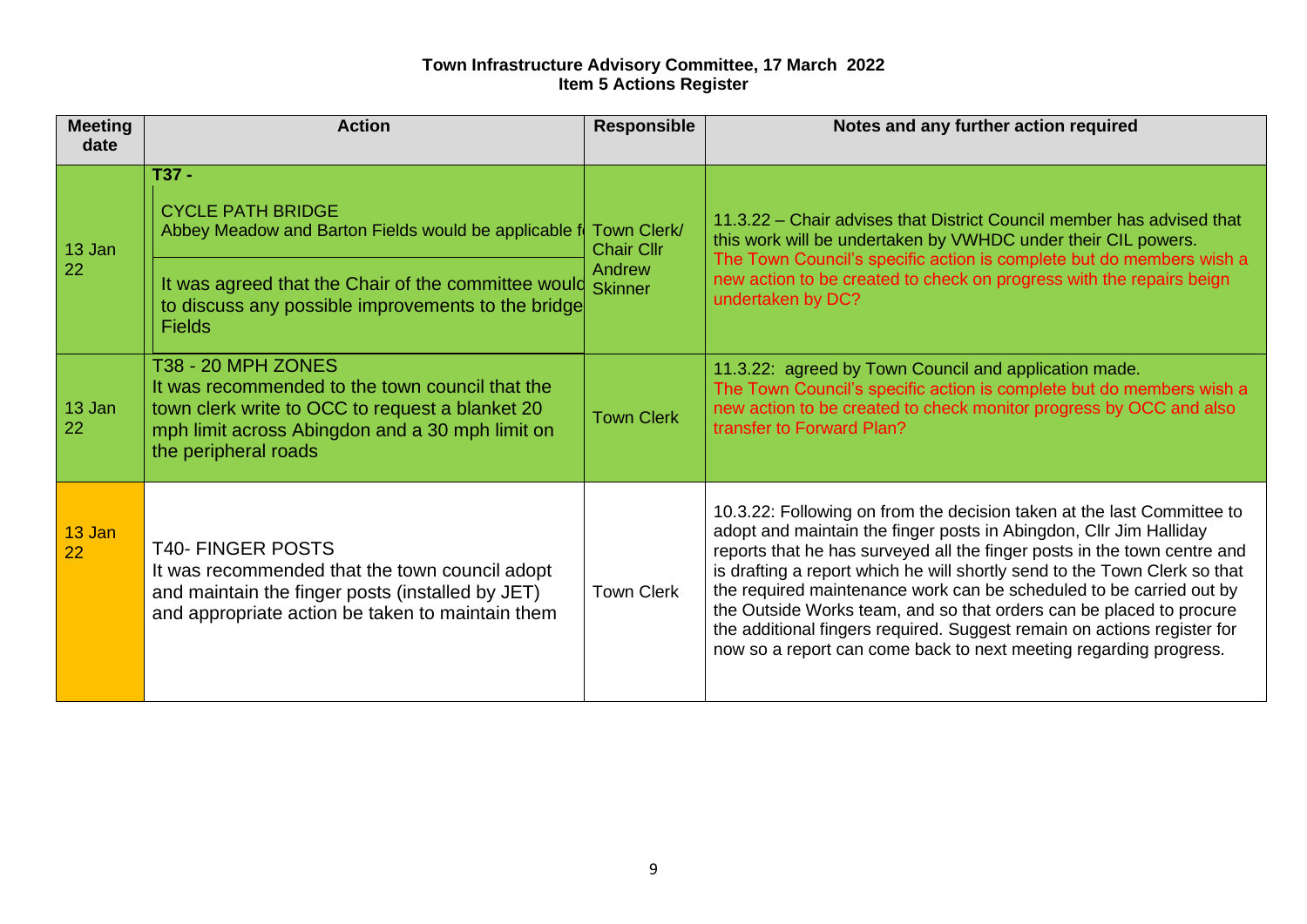**Town Infrastructure Advisory Committee, 17 March 2022**
**Item 5 Actions Register**

| Meeting date | Action | Responsible | Notes and any further action required |
|---|---|---|---|
| 13 Jan 22 | T37 - CYCLE PATH BRIDGE Abbey Meadow and Barton Fields would be applicable f It was agreed that the Chair of the committee would to discuss any possible improvements to the bridge Fields | Town Clerk/ Chair Cllr Andrew Skinner | 11.3.22 – Chair advises that District Council member has advised that this work will be undertaken by VWHDC under their CIL powers. The Town Council's specific action is complete but do members wish a new action to be created to check on progress with the repairs beign undertaken by DC? |
| 13 Jan 22 | T38 - 20 MPH ZONES It was recommended to the town council that the town clerk write to OCC to request a blanket 20 mph limit across Abingdon and a 30 mph limit on the peripheral roads | Town Clerk | 11.3.22: agreed by Town Council and application made. The Town Council's specific action is complete but do members wish a new action to be created to check monitor progress by OCC and also transfer to Forward Plan? |
| 13 Jan 22 | T40- FINGER POSTS It was recommended that the town council adopt and maintain the finger posts (installed by JET) and appropriate action be taken to maintain them | Town Clerk | 10.3.22: Following on from the decision taken at the last Committee to adopt and maintain the finger posts in Abingdon, Cllr Jim Halliday reports that he has surveyed all the finger posts in the town centre and is drafting a report which he will shortly send to the Town Clerk so that the required maintenance work can be scheduled to be carried out by the Outside Works team, and so that orders can be placed to procure the additional fingers required. Suggest remain on actions register for now so a report can come back to next meeting regarding progress. |